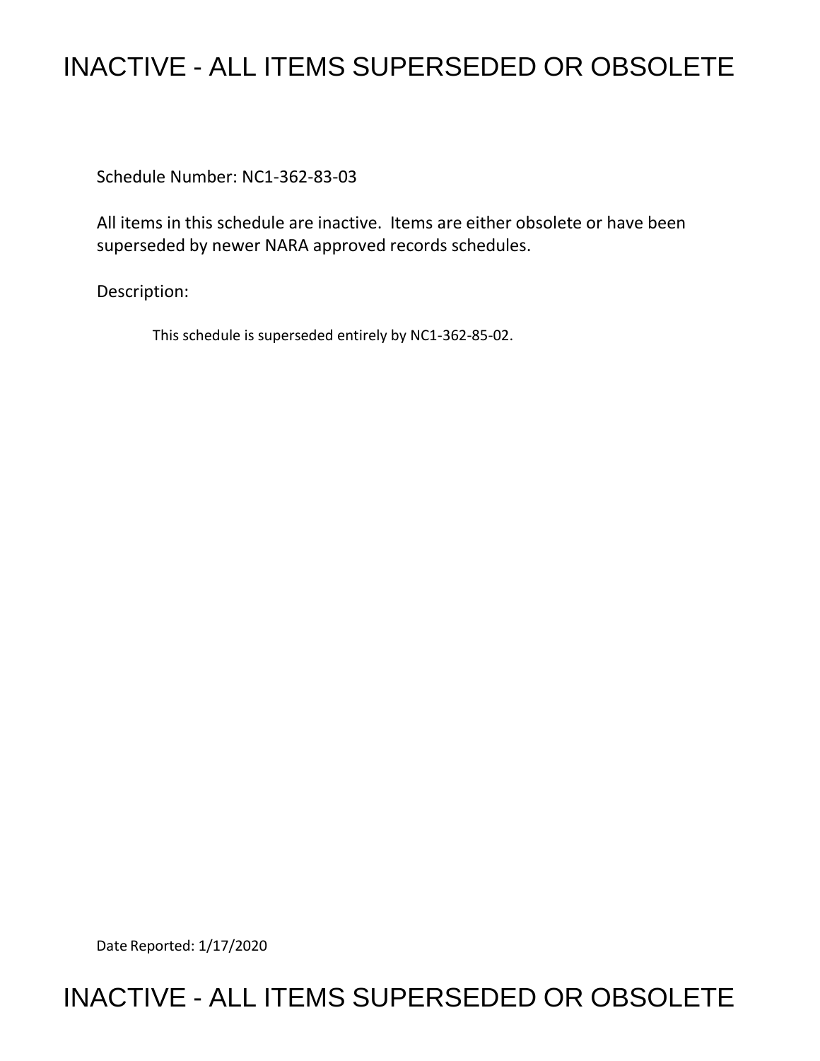# INACTIVE - ALL ITEMS SUPERSEDED OR OBSOLETE

Schedule Number: NC1-362-83-03

All items in this schedule are inactive. Items are either obsolete or have been superseded by newer NARA approved records schedules.

Description:

This schedule is superseded entirely by NC1-362-85-02.

Date Reported: 1/17/2020

# INACTIVE - ALL ITEMS SUPERSEDED OR OBSOLETE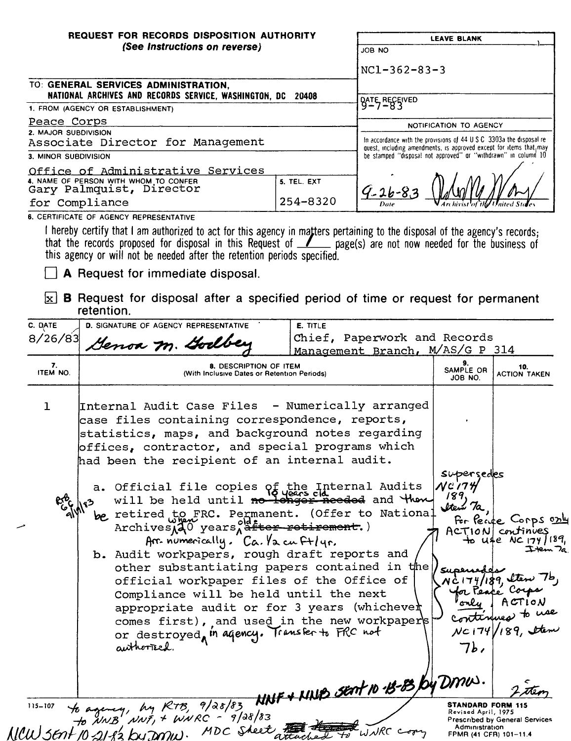**REQUEST FOR RECORDS DISPOSITION AUTHORITY**
*(See Instructions on reverse)*

| LEAVE BLANK |
|---|
| JOB NO NC1-362-83-3 |
| DATE RECEIVED 9-7-83 |
| NOTIFICATION TO AGENCY |
| In accordance with the provisions of 44 U S C 3303a the disposal request, including amendments, is approved except for items that may be stamped "disposal not approved" or "withdrawn" in column 10 |
| 9-26-83 Date — [signature] Archivist of the United States |

TO: **GENERAL SERVICES ADMINISTRATION, NATIONAL ARCHIVES AND RECORDS SERVICE, WASHINGTON, DC 20408**

1. FROM (AGENCY OR ESTABLISHMENT)
Peace Corps

2. MAJOR SUBDIVISION
Associate Director for Management

3. MINOR SUBDIVISION
Office of Administrative Services

4. NAME OF PERSON WITH WHOM TO CONFER
Gary Palmquist, Director for Compliance

5. TEL. EXT
254-8320

6. CERTIFICATE OF AGENCY REPRESENTATIVE

I hereby certify that I am authorized to act for this agency in matters pertaining to the disposal of the agency's records; that the records proposed for disposal in this Request of 1 page(s) are not now needed for the business of this agency or will not be needed after the retention periods specified.

☐ **A** Request for immediate disposal.

☒ **B** Request for disposal after a specified period of time or request for permanent retention.

| C. DATE | D. SIGNATURE OF AGENCY REPRESENTATIVE | E. TITLE |
|---|---|---|
| 8/26/83 | Genoa M. Godbey | Chief, Paperwork and Records Management Branch, M/AS/G P 314 |

| 7. ITEM NO. | 8. DESCRIPTION OF ITEM (With Inclusive Dates or Retention Periods) | 9. SAMPLE OR JOB NO. | 10. ACTION TAKEN |
|---|---|---|---|
| 1 | Internal Audit Case Files - Numerically arranged case files containing correspondence, reports, statistics, maps, and background notes regarding offices, contractor, and special programs which had been the recipient of an internal audit. | | |
| | a. Official file copies of the Internal Audits will be held until ~~no longer needed~~ 10 years old and ~~then~~ be retired to FRC. Permanent. (Offer to National Archives when 20 years old ~~after retirement~~.) Arr. numerically. Ca. 1/2 cu ft/yr. | supersedes NC 174/189, Item 7a, for Peace Corps only | ACTION continues to use NC 174/189, Item 7a. |
| | b. Audit workpapers, rough draft reports and other substantiating papers contained in the official workpaper files of the Office of Compliance will be held until the next appropriate audit or for 3 years (whichever comes first), and used in the new workpapers or destroyed in agency. Transfer to FRC not authorized. | supersedes NC 174/189, Item 7b, for Peace Corps only. | ACTION continues to use NC 174/189, Item 7b. |

RTB GC 9/19/83

NNF + NNB sent 10-13-83 by DMW.

2 item

115-107 to agency, by RTB, 9/28/83
to NNB, NNF, + WNRC - 9/28/83
NCW sent 10-21-83 by DMW. MDC sheet attached to WNRC copy

STANDARD FORM 115
Revised April, 1975
Prescribed by General Services Administration
FPMR (41 CFR) 101-11.4